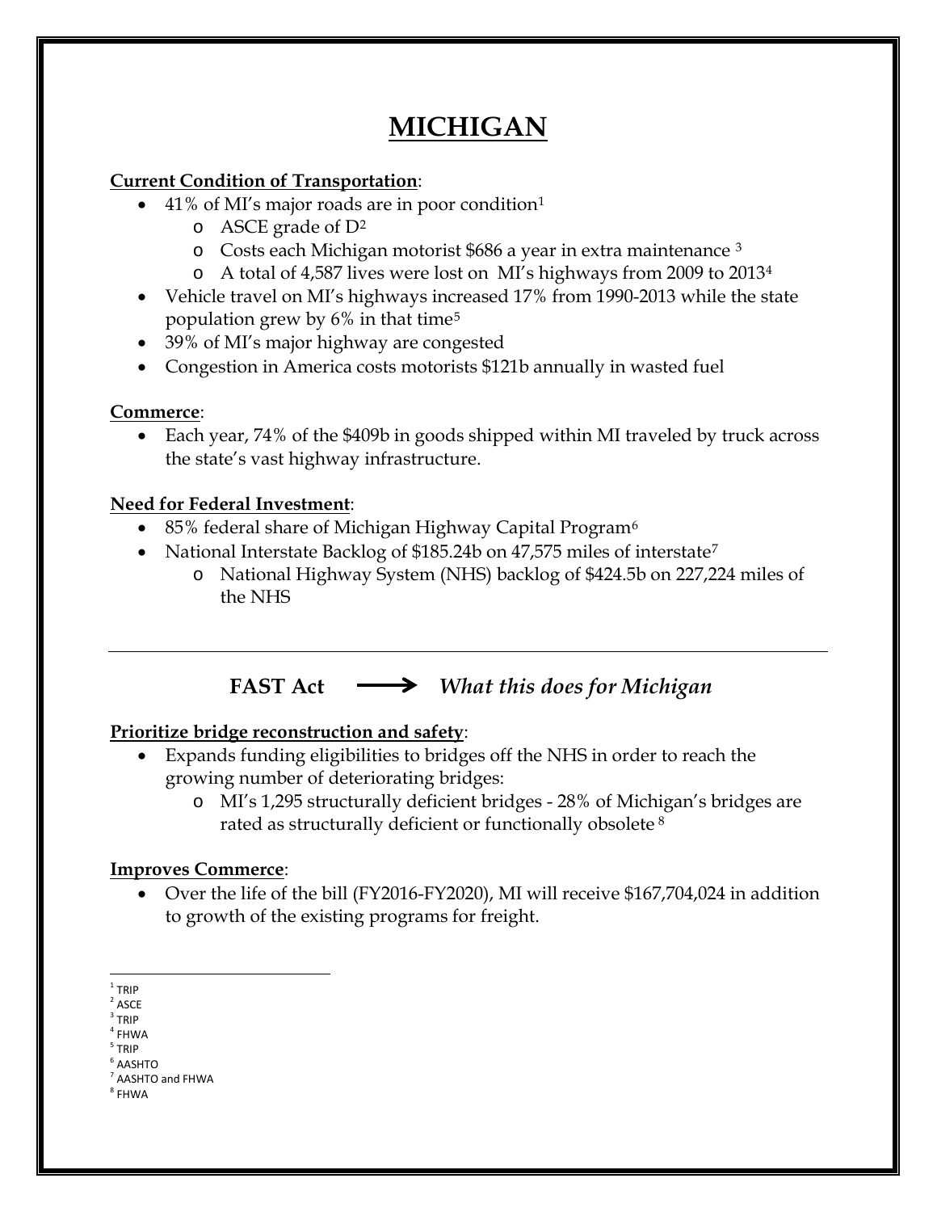# MICHIGAN

**Current Condition of Transportation**:

- 41% of MI's major roads are in poor condition[1]
  - ASCE grade of D[2]
  - Costs each Michigan motorist $686 a year in extra maintenance [3]
  - A total of 4,587 lives were lost on MI's highways from 2009 to 2013[4]
- Vehicle travel on MI's highways increased 17% from 1990-2013 while the state population grew by 6% in that time[5]
- 39% of MI's major highway are congested
- Congestion in America costs motorists $121b annually in wasted fuel

**Commerce**:

- Each year, 74% of the $409b in goods shipped within MI traveled by truck across the state's vast highway infrastructure.

**Need for Federal Investment**:

- 85% federal share of Michigan Highway Capital Program[6]
- National Interstate Backlog of $185.24b on 47,575 miles of interstate[7]
  - National Highway System (NHS) backlog of $424.5b on 227,224 miles of the NHS

---

## FAST Act ⟶ *What this does for Michigan*

**Prioritize bridge reconstruction and safety**:

- Expands funding eligibilities to bridges off the NHS in order to reach the growing number of deteriorating bridges:
  - MI's 1,295 structurally deficient bridges - 28% of Michigan's bridges are rated as structurally deficient or functionally obsolete [8]

**Improves Commerce**:

- Over the life of the bill (FY2016-FY2020), MI will receive $167,704,024 in addition to growth of the existing programs for freight.

---

[1] TRIP
[2] ASCE
[3] TRIP
[4] FHWA
[5] TRIP
[6] AASHTO
[7] AASHTO and FHWA
[8] FHWA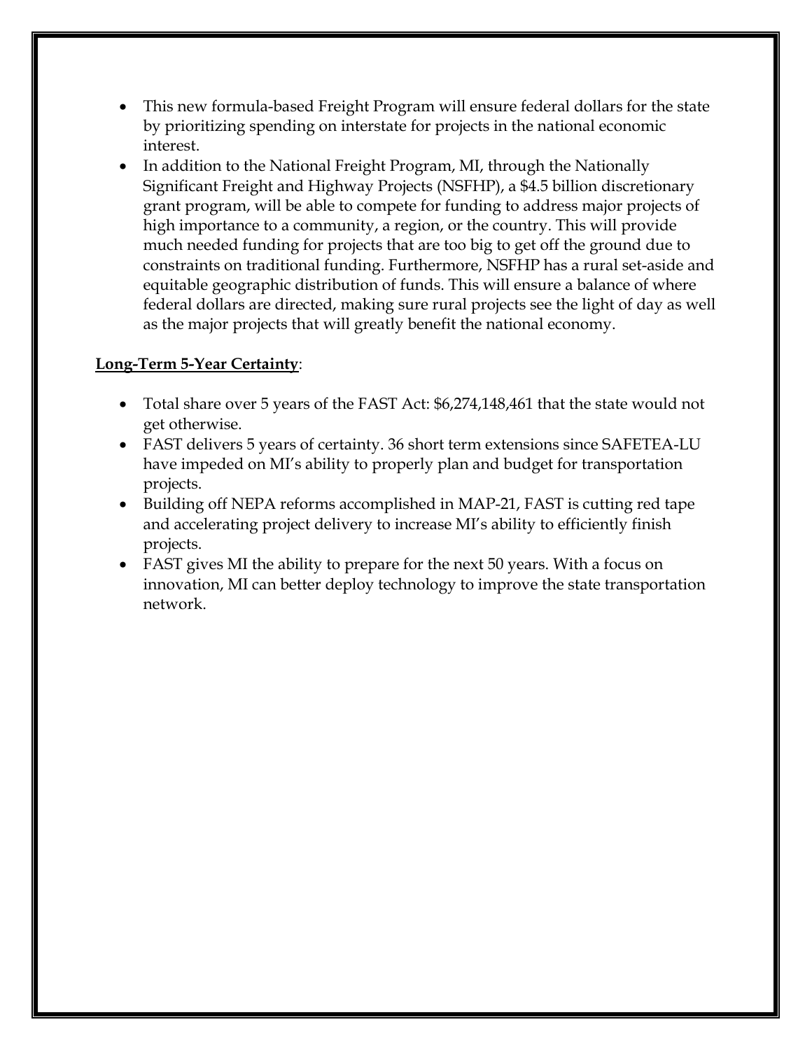- This new formula-based Freight Program will ensure federal dollars for the state by prioritizing spending on interstate for projects in the national economic interest.
- In addition to the National Freight Program, MI, through the Nationally Significant Freight and Highway Projects (NSFHP), a $4.5 billion discretionary grant program, will be able to compete for funding to address major projects of high importance to a community, a region, or the country. This will provide much needed funding for projects that are too big to get off the ground due to constraints on traditional funding. Furthermore, NSFHP has a rural set-aside and equitable geographic distribution of funds. This will ensure a balance of where federal dollars are directed, making sure rural projects see the light of day as well as the major projects that will greatly benefit the national economy.

**<u>Long-Term 5-Year Certainty</u>**:

- Total share over 5 years of the FAST Act: $6,274,148,461 that the state would not get otherwise.
- FAST delivers 5 years of certainty. 36 short term extensions since SAFETEA-LU have impeded on MI's ability to properly plan and budget for transportation projects.
- Building off NEPA reforms accomplished in MAP-21, FAST is cutting red tape and accelerating project delivery to increase MI's ability to efficiently finish projects.
- FAST gives MI the ability to prepare for the next 50 years. With a focus on innovation, MI can better deploy technology to improve the state transportation network.